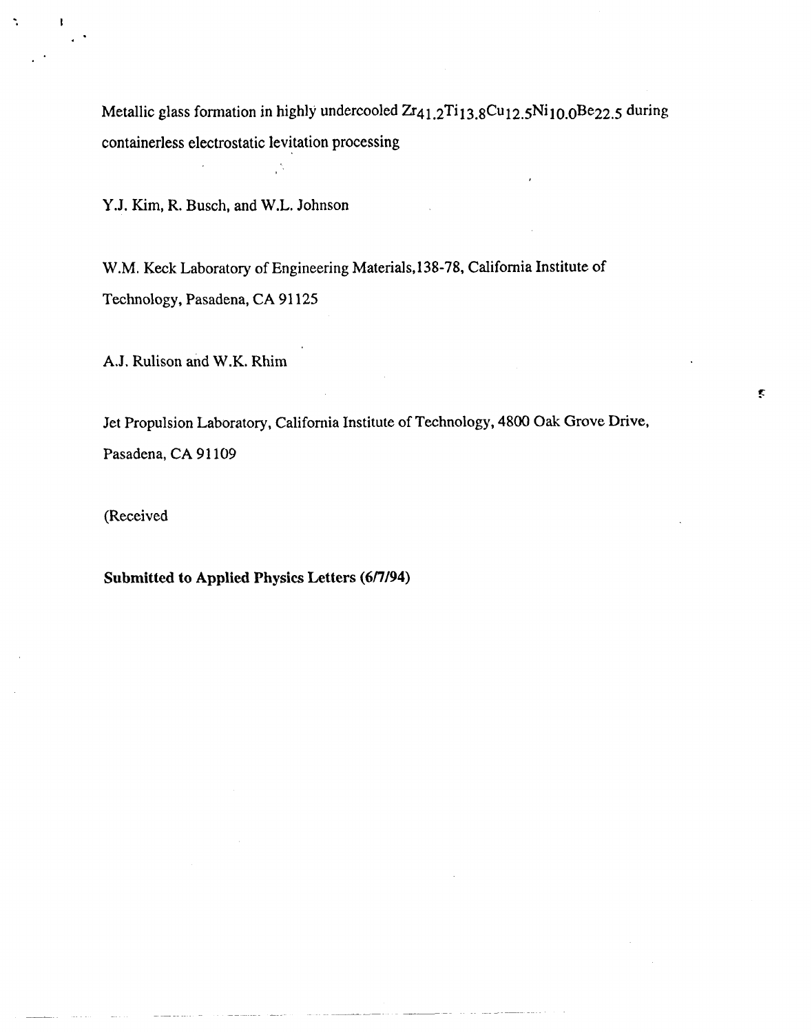# Metallic glass formation in highly undercooled $Zr_{41.2}Ti_{13.8}Cu_{12.5}Ni_{10.0}Be_{22.5}$ during containerless electrostatic levitation processing

Y.J. Kim, R. Busch, and W.L. Johnson

W.M. Keck Laboratory of Engineering Materials,138-78, California Institute of Technology, Pasadena, CA 91125

A.J. Rulison and W.K. Rhim

Jet Propulsion Laboratory, California Institute of Technology, 4800 Oak Grove Drive, Pasadena, CA 91109

(Received

**Submitted to Applied Physics Letters (6/7/94)**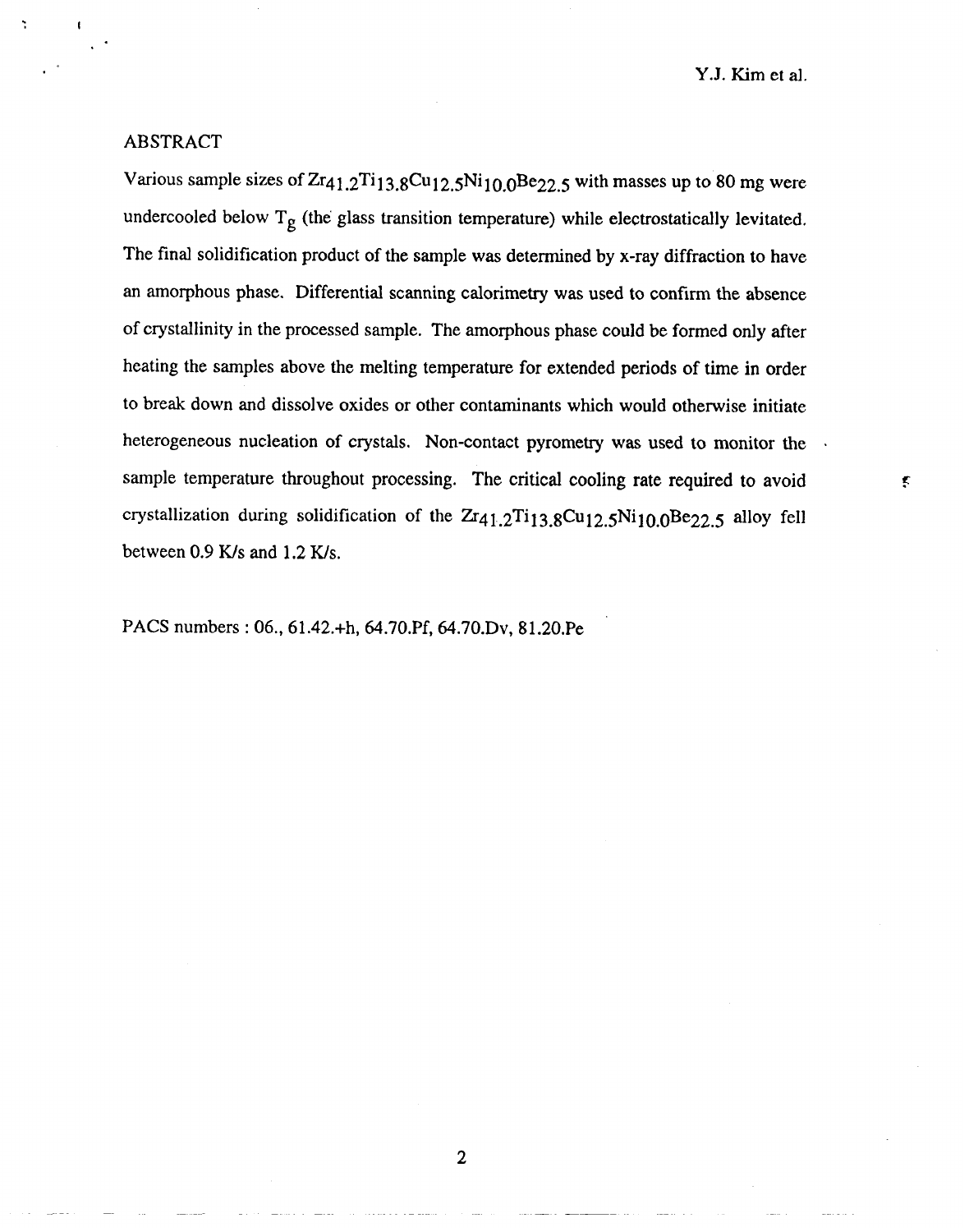## ABSTRACT

Various sample sizes of $Zr_{41.2}Ti_{13.8}Cu_{12.5}Ni_{10.0}Be_{22.5}$ with masses up to 80 mg were undercooled below $T_g$ (the glass transition temperature) while electrostatically levitated. The final solidification product of the sample was determined by x-ray diffraction to have an amorphous phase. Differential scanning calorimetry was used to confirm the absence of crystallinity in the processed sample. The amorphous phase could be formed only after heating the samples above the melting temperature for extended periods of time in order to break down and dissolve oxides or other contaminants which would otherwise initiate heterogeneous nucleation of crystals. Non-contact pyrometry was used to monitor the sample temperature throughout processing. The critical cooling rate required to avoid crystallization during solidification of the $Zr_{41.2}Ti_{13.8}Cu_{12.5}Ni_{10.0}Be_{22.5}$ alloy fell between 0.9 K/s and 1.2 K/s.

PACS numbers : 06., 61.42.+h, 64.70.Pf, 64.70.Dv, 81.20.Pe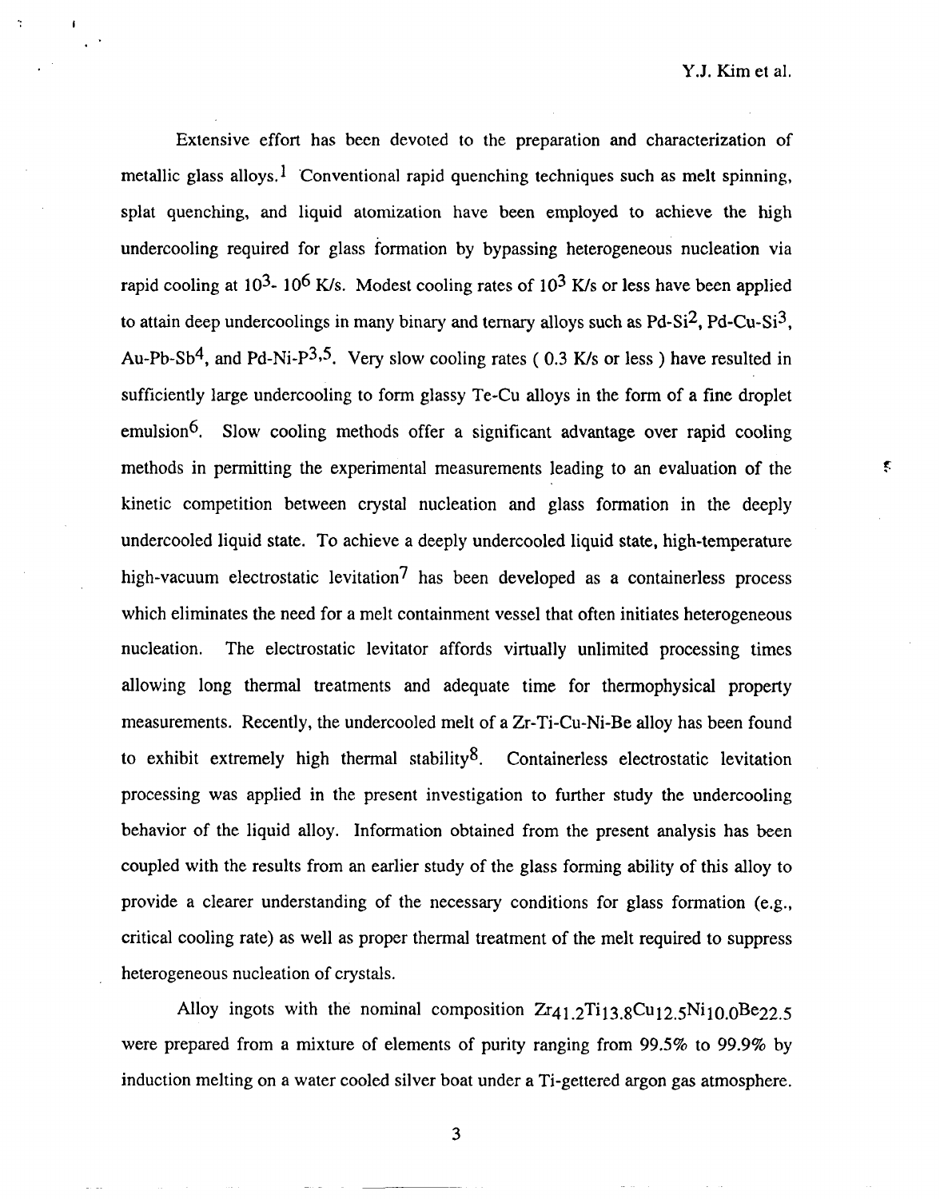Extensive effort has been devoted to the preparation and characterization of metallic glass alloys.[1] Conventional rapid quenching techniques such as melt spinning, splat quenching, and liquid atomization have been employed to achieve the high undercooling required for glass formation by bypassing heterogeneous nucleation via rapid cooling at $10^3$- $10^6$ K/s. Modest cooling rates of $10^3$ K/s or less have been applied to attain deep undercoolings in many binary and ternary alloys such as Pd-Si[2], Pd-Cu-Si[3], Au-Pb-Sb[4], and Pd-Ni-P[3,5]. Very slow cooling rates ( 0.3 K/s or less ) have resulted in sufficiently large undercooling to form glassy Te-Cu alloys in the form of a fine droplet emulsion[6]. Slow cooling methods offer a significant advantage over rapid cooling methods in permitting the experimental measurements leading to an evaluation of the kinetic competition between crystal nucleation and glass formation in the deeply undercooled liquid state. To achieve a deeply undercooled liquid state, high-temperature high-vacuum electrostatic levitation[7] has been developed as a containerless process which eliminates the need for a melt containment vessel that often initiates heterogeneous nucleation. The electrostatic levitator affords virtually unlimited processing times allowing long thermal treatments and adequate time for thermophysical property measurements. Recently, the undercooled melt of a Zr-Ti-Cu-Ni-Be alloy has been found to exhibit extremely high thermal stability[8]. Containerless electrostatic levitation processing was applied in the present investigation to further study the undercooling behavior of the liquid alloy. Information obtained from the present analysis has been coupled with the results from an earlier study of the glass forming ability of this alloy to provide a clearer understanding of the necessary conditions for glass formation (e.g., critical cooling rate) as well as proper thermal treatment of the melt required to suppress heterogeneous nucleation of crystals.

Alloy ingots with the nominal composition $Zr_{41.2}Ti_{13.8}Cu_{12.5}Ni_{10.0}Be_{22.5}$ were prepared from a mixture of elements of purity ranging from 99.5% to 99.9% by induction melting on a water cooled silver boat under a Ti-gettered argon gas atmosphere.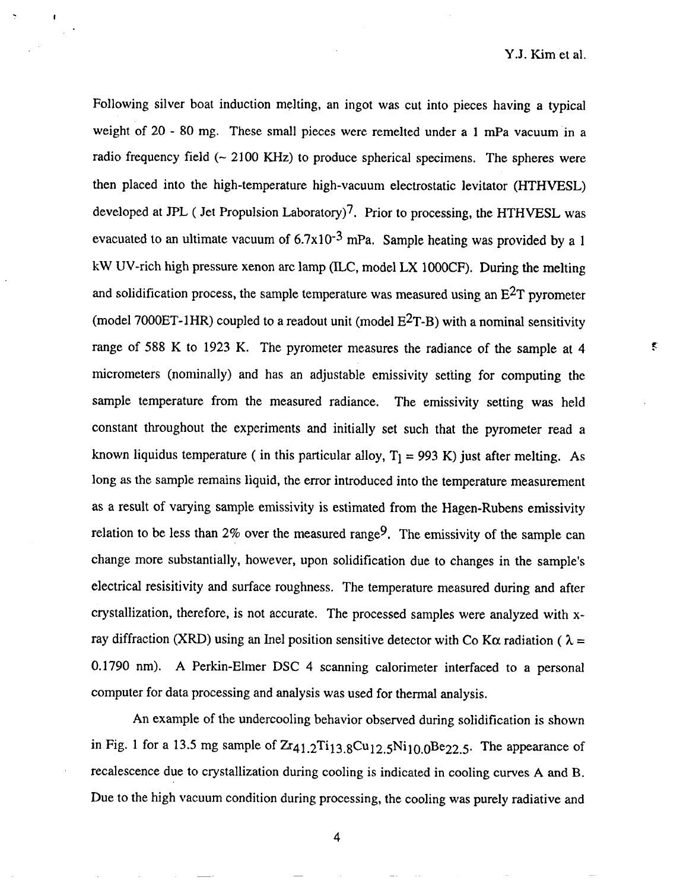Following silver boat induction melting, an ingot was cut into pieces having a typical weight of 20 - 80 mg. These small pieces were remelted under a 1 mPa vacuum in a radio frequency field (~ 2100 KHz) to produce spherical specimens. The spheres were then placed into the high-temperature high-vacuum electrostatic levitator (HTHVESL) developed at JPL ( Jet Propulsion Laboratory)[7]. Prior to processing, the HTHVESL was evacuated to an ultimate vacuum of $6.7 \times 10^{-3}$ mPa. Sample heating was provided by a 1 kW UV-rich high pressure xenon arc lamp (ILC, model LX 1000CF). During the melting and solidification process, the sample temperature was measured using an $E^2T$ pyrometer (model 7000ET-1HR) coupled to a readout unit (model $E^2T$-B) with a nominal sensitivity range of 588 K to 1923 K. The pyrometer measures the radiance of the sample at 4 micrometers (nominally) and has an adjustable emissivity setting for computing the sample temperature from the measured radiance. The emissivity setting was held constant throughout the experiments and initially set such that the pyrometer read a known liquidus temperature ( in this particular alloy, $T_l$ = 993 K) just after melting. As long as the sample remains liquid, the error introduced into the temperature measurement as a result of varying sample emissivity is estimated from the Hagen-Rubens emissivity relation to be less than 2% over the measured range[9]. The emissivity of the sample can change more substantially, however, upon solidification due to changes in the sample's electrical resisitivity and surface roughness. The temperature measured during and after crystallization, therefore, is not accurate. The processed samples were analyzed with x-ray diffraction (XRD) using an Inel position sensitive detector with Co K$\alpha$ radiation ( $\lambda$ = 0.1790 nm). A Perkin-Elmer DSC 4 scanning calorimeter interfaced to a personal computer for data processing and analysis was used for thermal analysis.

An example of the undercooling behavior observed during solidification is shown in Fig. 1 for a 13.5 mg sample of $Zr_{41.2}Ti_{13.8}Cu_{12.5}Ni_{10.0}Be_{22.5}$. The appearance of recalescence due to crystallization during cooling is indicated in cooling curves A and B. Due to the high vacuum condition during processing, the cooling was purely radiative and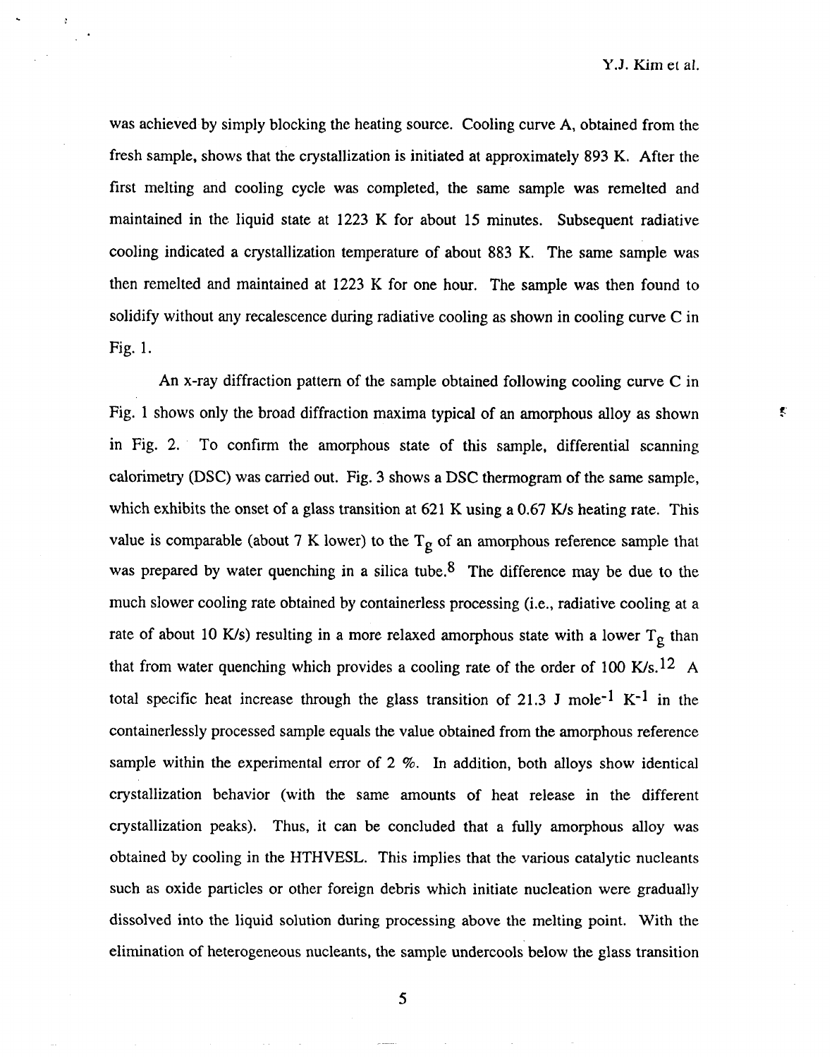was achieved by simply blocking the heating source. Cooling curve A, obtained from the fresh sample, shows that the crystallization is initiated at approximately 893 K. After the first melting and cooling cycle was completed, the same sample was remelted and maintained in the liquid state at 1223 K for about 15 minutes. Subsequent radiative cooling indicated a crystallization temperature of about 883 K. The same sample was then remelted and maintained at 1223 K for one hour. The sample was then found to solidify without any recalescence during radiative cooling as shown in cooling curve C in Fig. 1.

An x-ray diffraction pattern of the sample obtained following cooling curve C in Fig. 1 shows only the broad diffraction maxima typical of an amorphous alloy as shown in Fig. 2. To confirm the amorphous state of this sample, differential scanning calorimetry (DSC) was carried out. Fig. 3 shows a DSC thermogram of the same sample, which exhibits the onset of a glass transition at 621 K using a 0.67 K/s heating rate. This value is comparable (about 7 K lower) to the $T_g$ of an amorphous reference sample that was prepared by water quenching in a silica tube.[8] The difference may be due to the much slower cooling rate obtained by containerless processing (i.e., radiative cooling at a rate of about 10 K/s) resulting in a more relaxed amorphous state with a lower $T_g$ than that from water quenching which provides a cooling rate of the order of 100 K/s.[12] A total specific heat increase through the glass transition of 21.3 J mole$^{-1}$ K$^{-1}$ in the containerlessly processed sample equals the value obtained from the amorphous reference sample within the experimental error of 2 %. In addition, both alloys show identical crystallization behavior (with the same amounts of heat release in the different crystallization peaks). Thus, it can be concluded that a fully amorphous alloy was obtained by cooling in the HTHVESL. This implies that the various catalytic nucleants such as oxide particles or other foreign debris which initiate nucleation were gradually dissolved into the liquid solution during processing above the melting point. With the elimination of heterogeneous nucleants, the sample undercools below the glass transition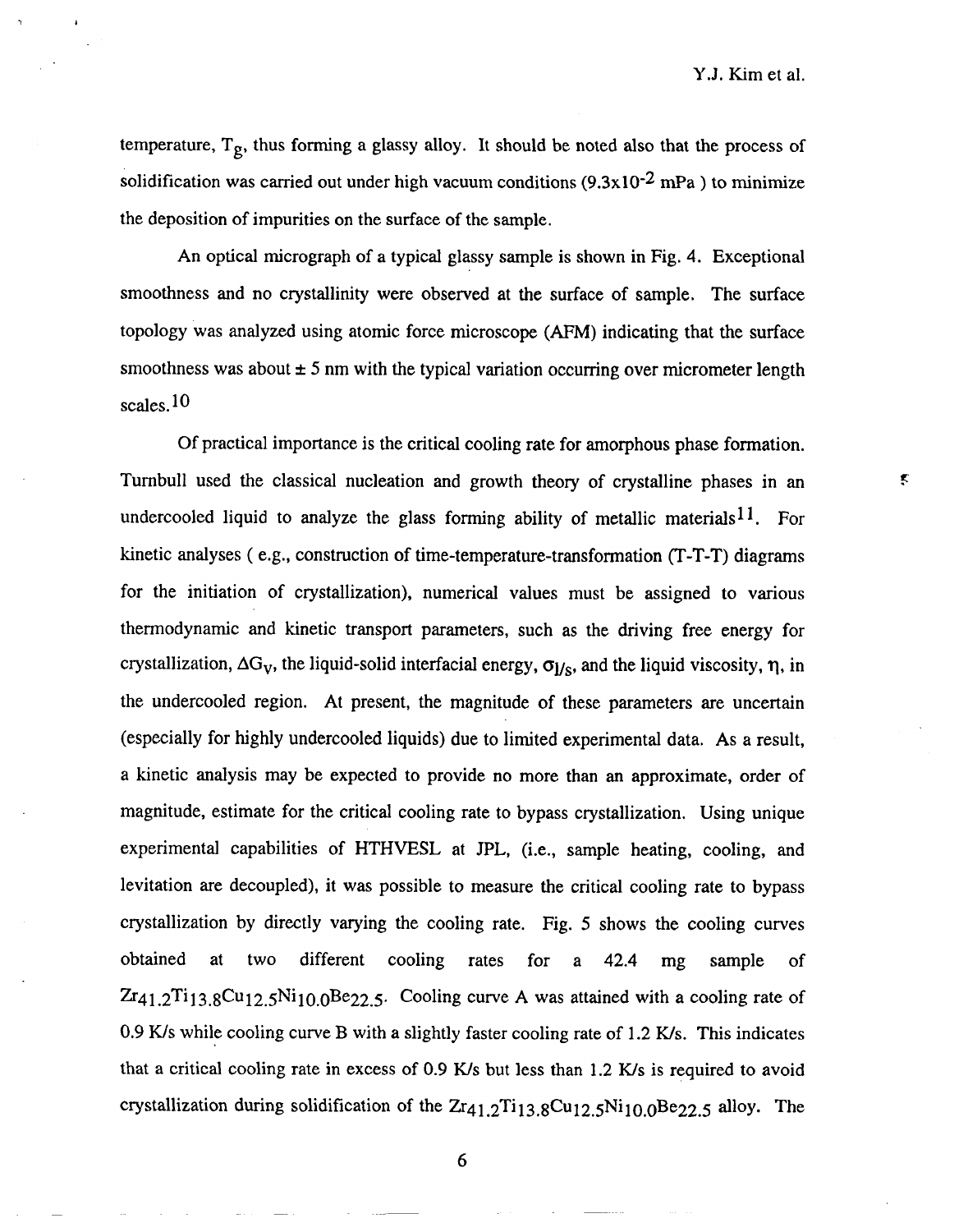temperature, $T_g$, thus forming a glassy alloy. It should be noted also that the process of solidification was carried out under high vacuum conditions ($9.3 \times 10^{-2}$ mPa ) to minimize the deposition of impurities on the surface of the sample.

An optical micrograph of a typical glassy sample is shown in Fig. 4. Exceptional smoothness and no crystallinity were observed at the surface of sample. The surface topology was analyzed using atomic force microscope (AFM) indicating that the surface smoothness was about ± 5 nm with the typical variation occurring over micrometer length scales.[10]

Of practical importance is the critical cooling rate for amorphous phase formation. Turnbull used the classical nucleation and growth theory of crystalline phases in an undercooled liquid to analyze the glass forming ability of metallic materials[11]. For kinetic analyses ( e.g., construction of time-temperature-transformation (T-T-T) diagrams for the initiation of crystallization), numerical values must be assigned to various thermodynamic and kinetic transport parameters, such as the driving free energy for crystallization, $\Delta G_v$, the liquid-solid interfacial energy, $\sigma_{l/s}$, and the liquid viscosity, $\eta$, in the undercooled region. At present, the magnitude of these parameters are uncertain (especially for highly undercooled liquids) due to limited experimental data. As a result, a kinetic analysis may be expected to provide no more than an approximate, order of magnitude, estimate for the critical cooling rate to bypass crystallization. Using unique experimental capabilities of HTHVESL at JPL, (i.e., sample heating, cooling, and levitation are decoupled), it was possible to measure the critical cooling rate to bypass crystallization by directly varying the cooling rate. Fig. 5 shows the cooling curves obtained at two different cooling rates for a 42.4 mg sample of $Zr_{41.2}Ti_{13.8}Cu_{12.5}Ni_{10.0}Be_{22.5}$. Cooling curve A was attained with a cooling rate of 0.9 K/s while cooling curve B with a slightly faster cooling rate of 1.2 K/s. This indicates that a critical cooling rate in excess of 0.9 K/s but less than 1.2 K/s is required to avoid crystallization during solidification of the $Zr_{41.2}Ti_{13.8}Cu_{12.5}Ni_{10.0}Be_{22.5}$ alloy. The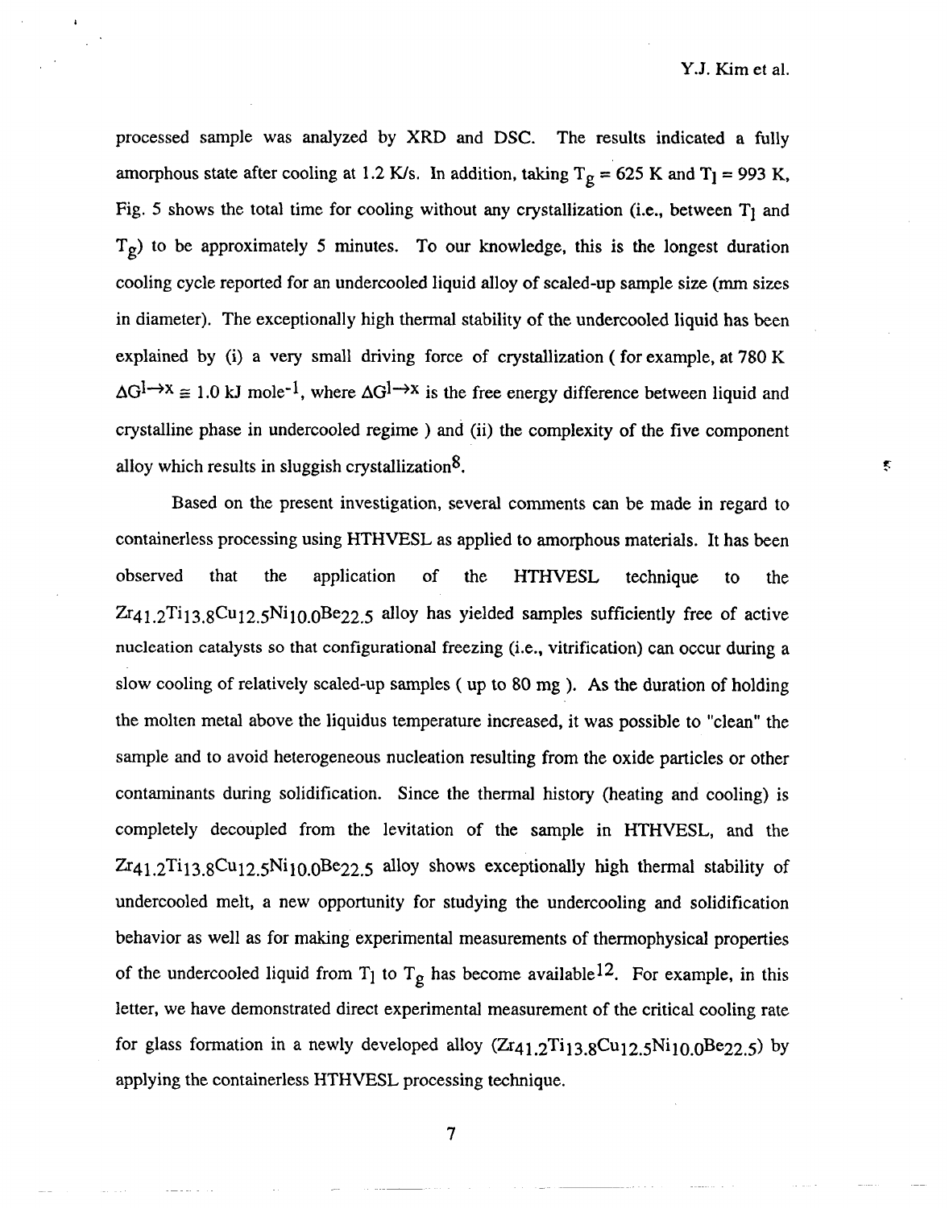processed sample was analyzed by XRD and DSC. The results indicated a fully amorphous state after cooling at 1.2 K/s. In addition, taking $T_g = 625$ K and $T_l = 993$ K, Fig. 5 shows the total time for cooling without any crystallization (i.e., between $T_l$ and $T_g$) to be approximately 5 minutes. To our knowledge, this is the longest duration cooling cycle reported for an undercooled liquid alloy of scaled-up sample size (mm sizes in diameter). The exceptionally high thermal stability of the undercooled liquid has been explained by (i) a very small driving force of crystallization ( for example, at 780 K $\Delta G^{l \rightarrow x} \cong 1.0$ kJ mole$^{-1}$, where $\Delta G^{l \rightarrow x}$ is the free energy difference between liquid and crystalline phase in undercooled regime ) and (ii) the complexity of the five component alloy which results in sluggish crystallization[8].

Based on the present investigation, several comments can be made in regard to containerless processing using HTHVESL as applied to amorphous materials. It has been observed that the application of the HTHVESL technique to the $Zr_{41.2}Ti_{13.8}Cu_{12.5}Ni_{10.0}Be_{22.5}$ alloy has yielded samples sufficiently free of active nucleation catalysts so that configurational freezing (i.e., vitrification) can occur during a slow cooling of relatively scaled-up samples ( up to 80 mg ). As the duration of holding the molten metal above the liquidus temperature increased, it was possible to "clean" the sample and to avoid heterogeneous nucleation resulting from the oxide particles or other contaminants during solidification. Since the thermal history (heating and cooling) is completely decoupled from the levitation of the sample in HTHVESL, and the $Zr_{41.2}Ti_{13.8}Cu_{12.5}Ni_{10.0}Be_{22.5}$ alloy shows exceptionally high thermal stability of undercooled melt, a new opportunity for studying the undercooling and solidification behavior as well as for making experimental measurements of thermophysical properties of the undercooled liquid from $T_l$ to $T_g$ has become available[12]. For example, in this letter, we have demonstrated direct experimental measurement of the critical cooling rate for glass formation in a newly developed alloy ($Zr_{41.2}Ti_{13.8}Cu_{12.5}Ni_{10.0}Be_{22.5}$) by applying the containerless HTHVESL processing technique.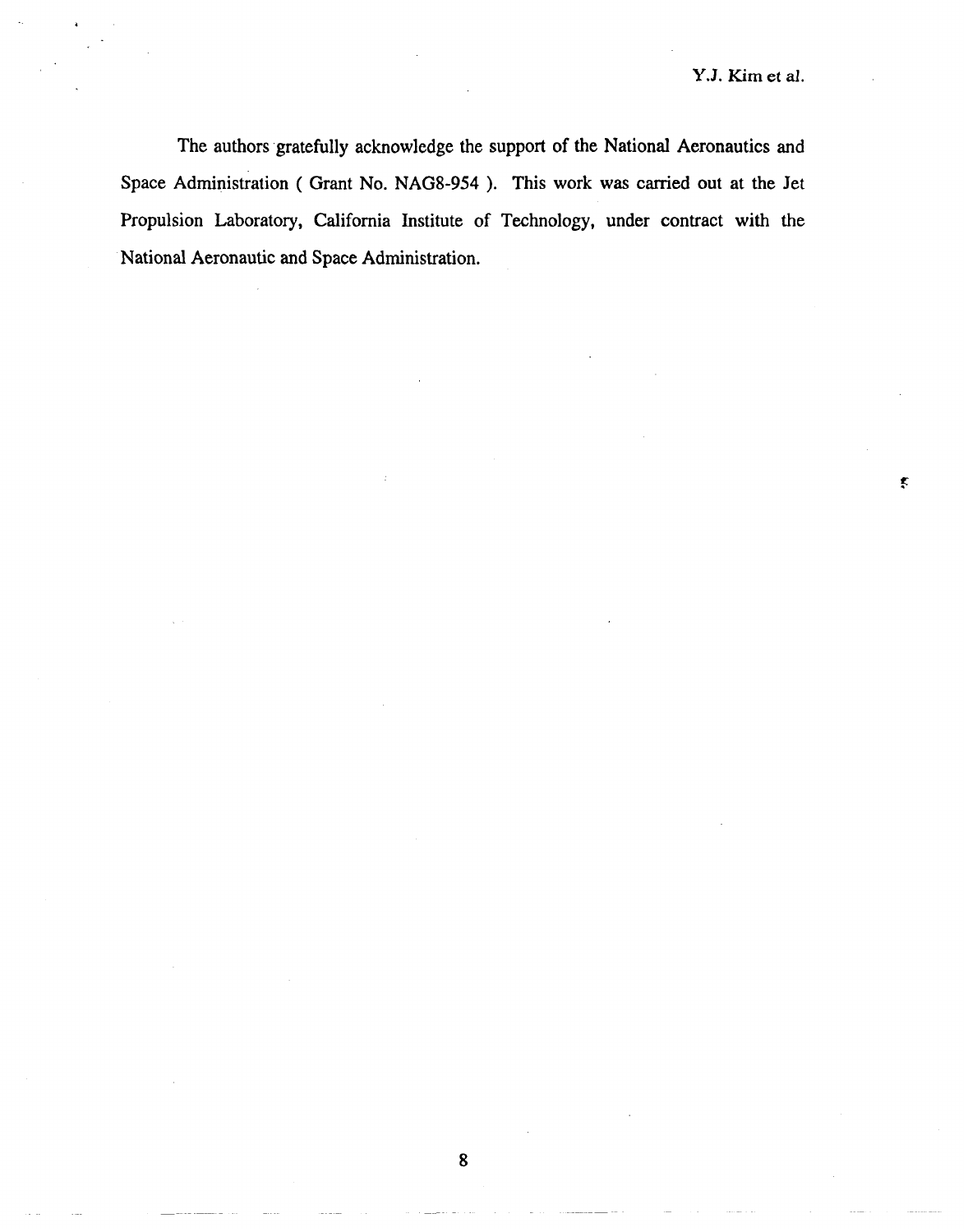The authors gratefully acknowledge the support of the National Aeronautics and Space Administration ( Grant No. NAG8-954 ). This work was carried out at the Jet Propulsion Laboratory, California Institute of Technology, under contract with the National Aeronautic and Space Administration.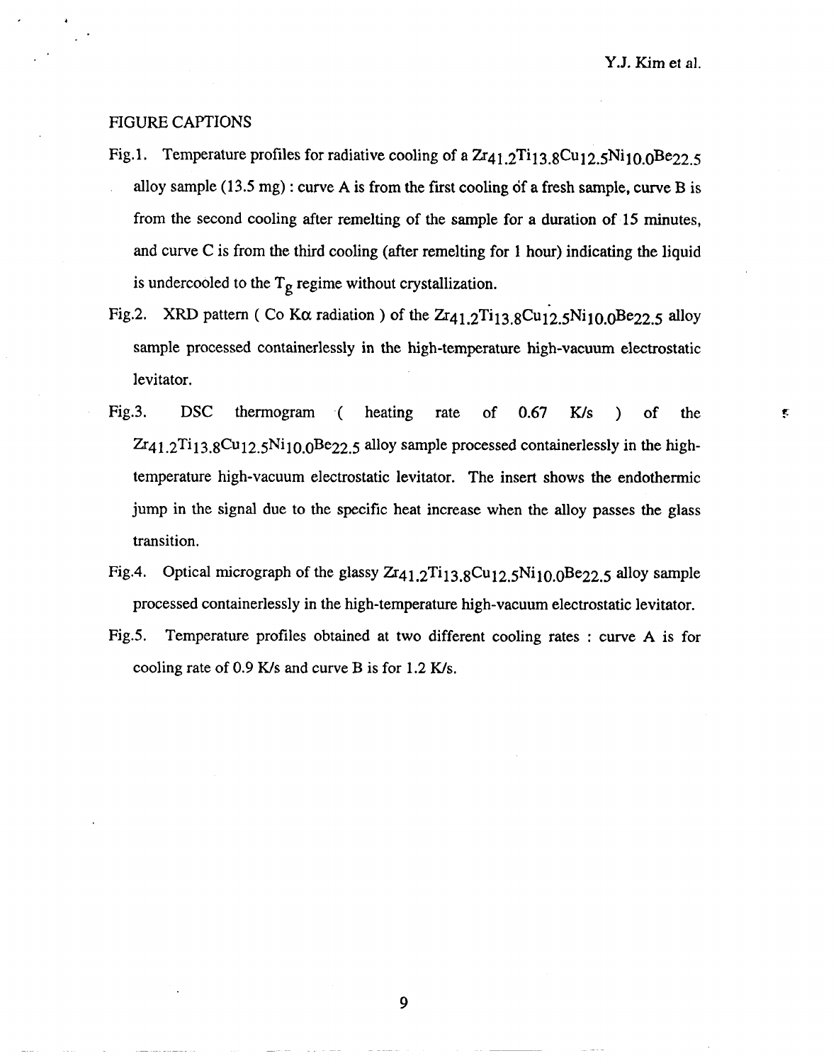FIGURE CAPTIONS

Fig.1. Temperature profiles for radiative cooling of a $Zr_{41.2}Ti_{13.8}Cu_{12.5}Ni_{10.0}Be_{22.5}$ alloy sample (13.5 mg) : curve A is from the first cooling of a fresh sample, curve B is from the second cooling after remelting of the sample for a duration of 15 minutes, and curve C is from the third cooling (after remelting for 1 hour) indicating the liquid is undercooled to the $T_g$ regime without crystallization.

Fig.2. XRD pattern ( Co Kα radiation ) of the $Zr_{41.2}Ti_{13.8}Cu_{12.5}Ni_{10.0}Be_{22.5}$ alloy sample processed containerlessly in the high-temperature high-vacuum electrostatic levitator.

Fig.3. DSC thermogram ( heating rate of 0.67 K/s ) of the $Zr_{41.2}Ti_{13.8}Cu_{12.5}Ni_{10.0}Be_{22.5}$ alloy sample processed containerlessly in the high-temperature high-vacuum electrostatic levitator. The insert shows the endothermic jump in the signal due to the specific heat increase when the alloy passes the glass transition.

Fig.4. Optical micrograph of the glassy $Zr_{41.2}Ti_{13.8}Cu_{12.5}Ni_{10.0}Be_{22.5}$ alloy sample processed containerlessly in the high-temperature high-vacuum electrostatic levitator.

Fig.5. Temperature profiles obtained at two different cooling rates : curve A is for cooling rate of 0.9 K/s and curve B is for 1.2 K/s.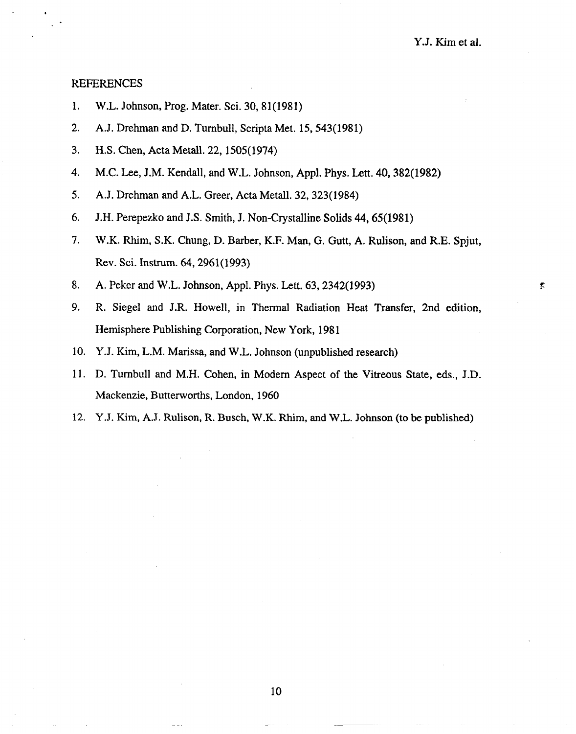## REFERENCES

1. W.L. Johnson, Prog. Mater. Sci. 30, 81(1981)
2. A.J. Drehman and D. Turnbull, Scripta Met. 15, 543(1981)
3. H.S. Chen, Acta Metall. 22, 1505(1974)
4. M.C. Lee, J.M. Kendall, and W.L. Johnson, Appl. Phys. Lett. 40, 382(1982)
5. A.J. Drehman and A.L. Greer, Acta Metall. 32, 323(1984)
6. J.H. Perepezko and J.S. Smith, J. Non-Crystalline Solids 44, 65(1981)
7. W.K. Rhim, S.K. Chung, D. Barber, K.F. Man, G. Gutt, A. Rulison, and R.E. Spjut, Rev. Sci. Instrum. 64, 2961(1993)
8. A. Peker and W.L. Johnson, Appl. Phys. Lett. 63, 2342(1993)
9. R. Siegel and J.R. Howell, in Thermal Radiation Heat Transfer, 2nd edition, Hemisphere Publishing Corporation, New York, 1981
10. Y.J. Kim, L.M. Marissa, and W.L. Johnson (unpublished research)
11. D. Turnbull and M.H. Cohen, in Modern Aspect of the Vitreous State, eds., J.D. Mackenzie, Butterworths, London, 1960
12. Y.J. Kim, A.J. Rulison, R. Busch, W.K. Rhim, and W.L. Johnson (to be published)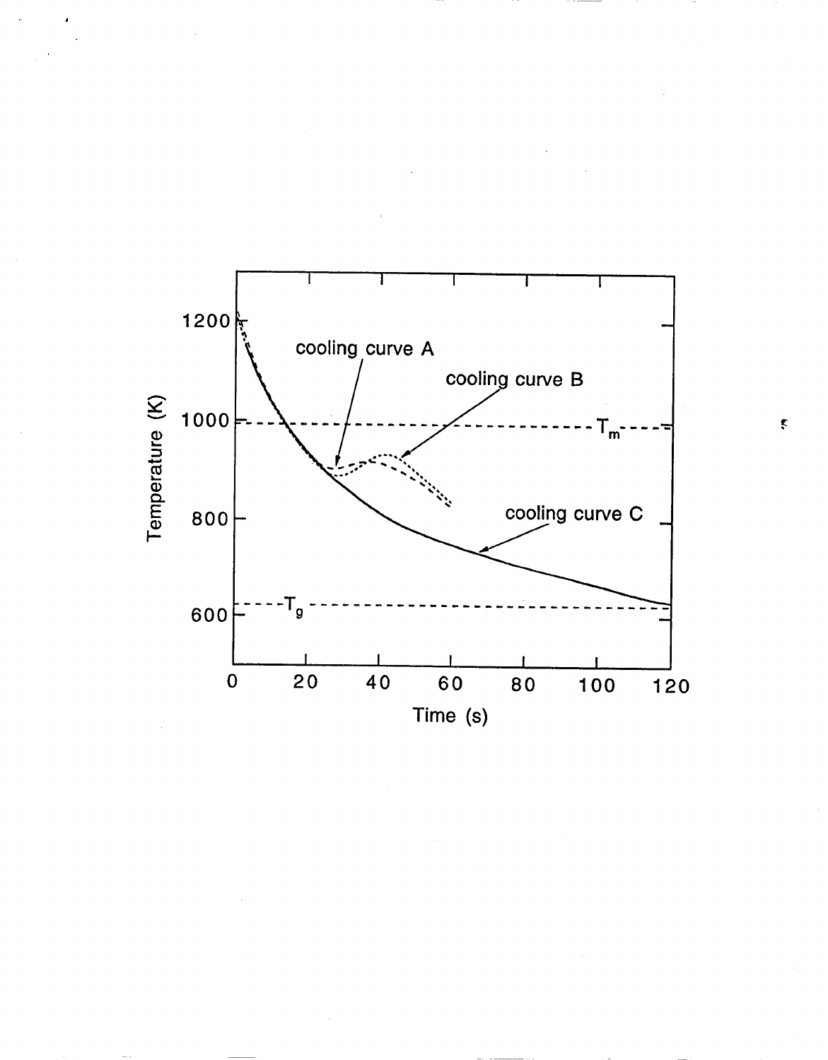cooling curve A

cooling curve B

cooling curve C

$T_m$

$T_g$

Temperature (K)

Time (s)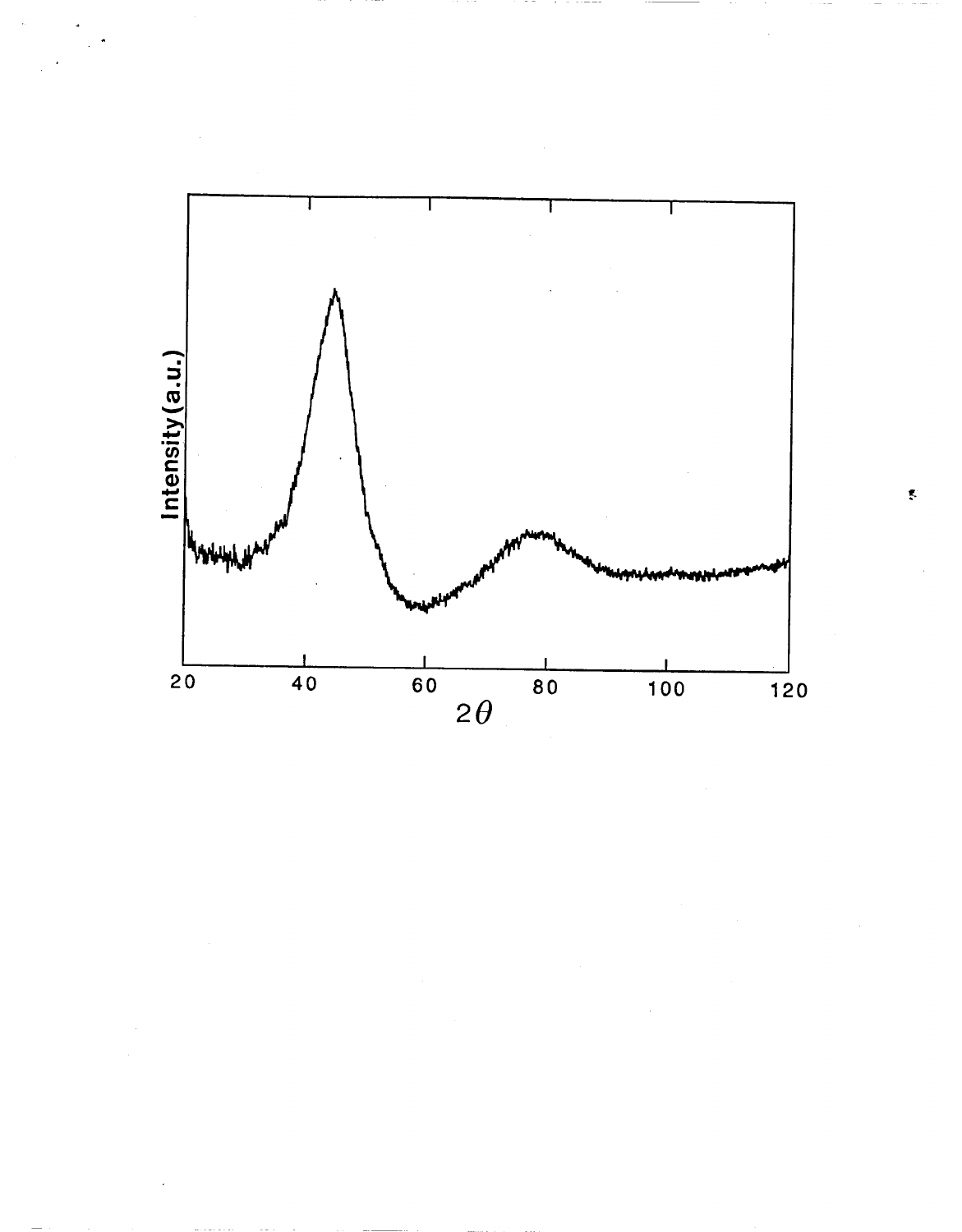Intensity(a.u.)

20 40 60 80 100 120

$2\theta$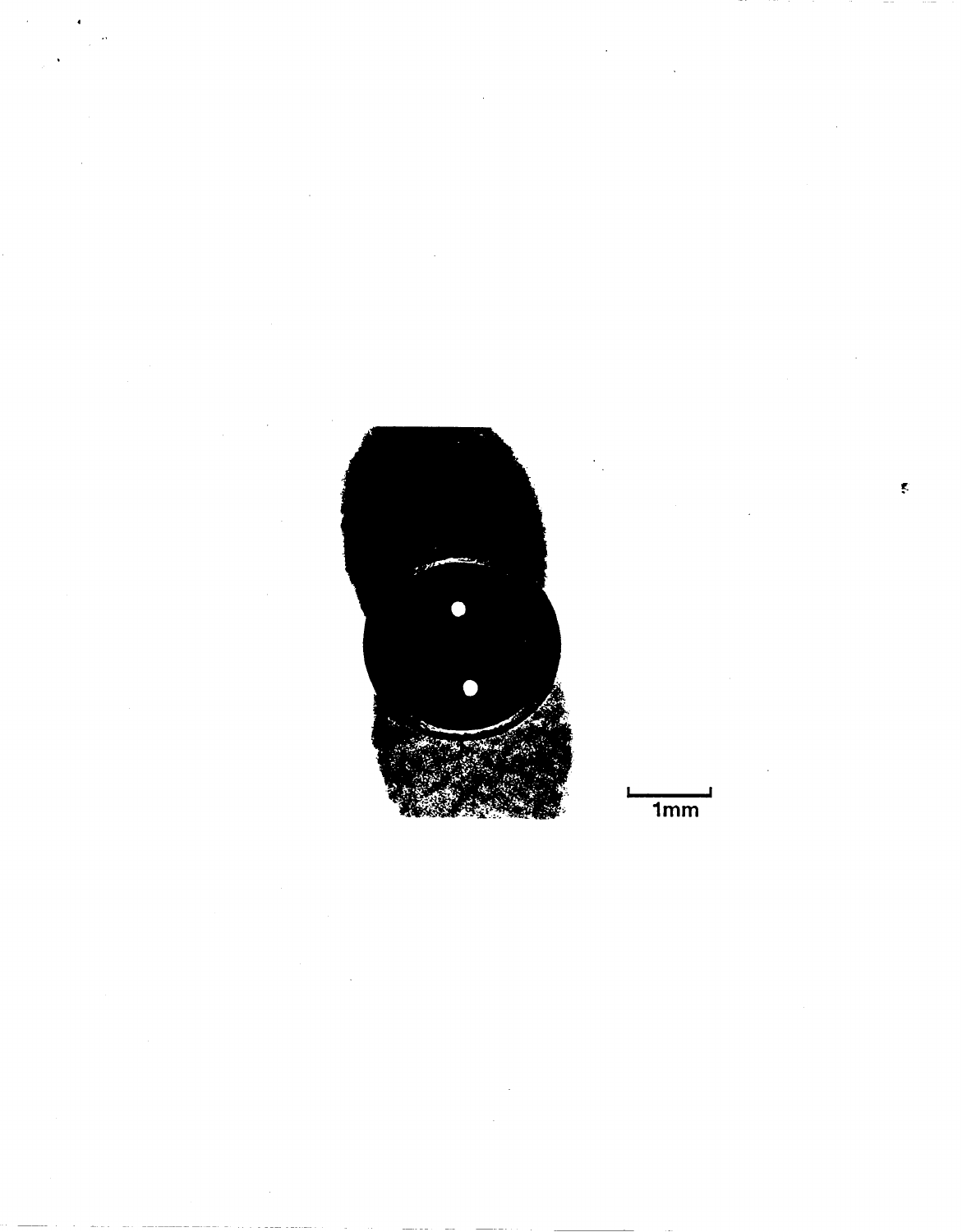1mm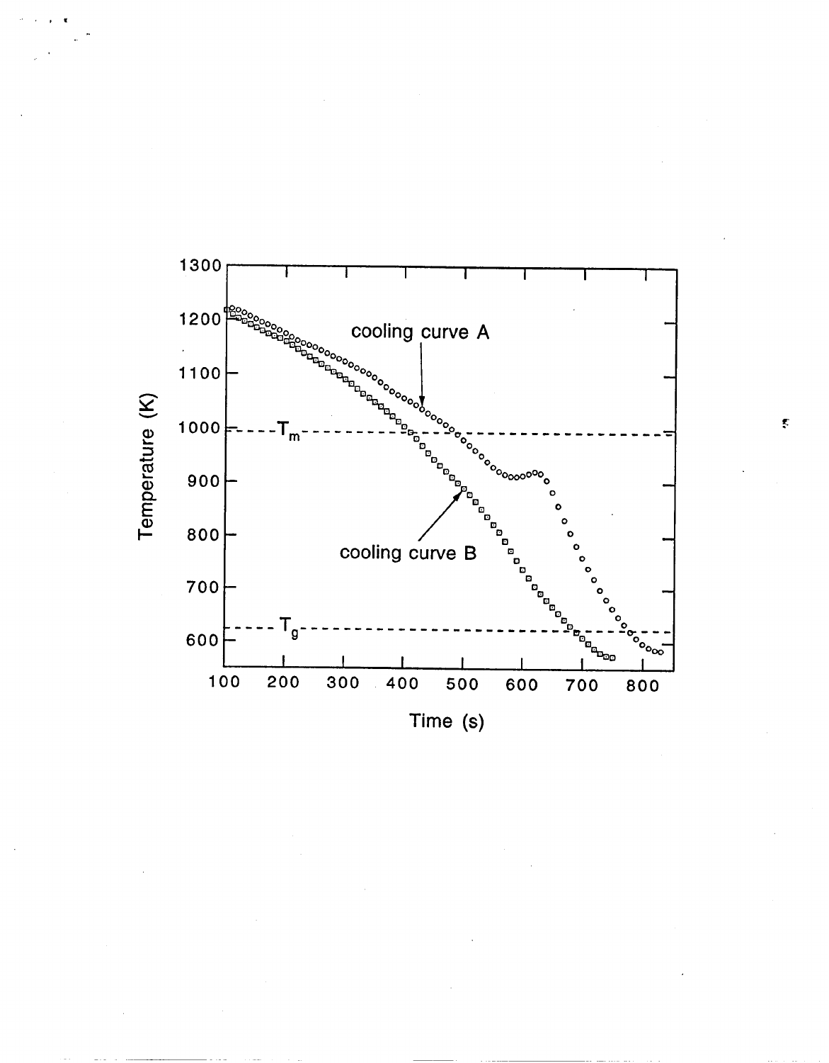1300

1200

1100

1000

900

800

700

600

Temperature (K)

100 200 300 400 500 600 700 800

Time (s)

cooling curve A

cooling curve B

$T_m$

$T_g$